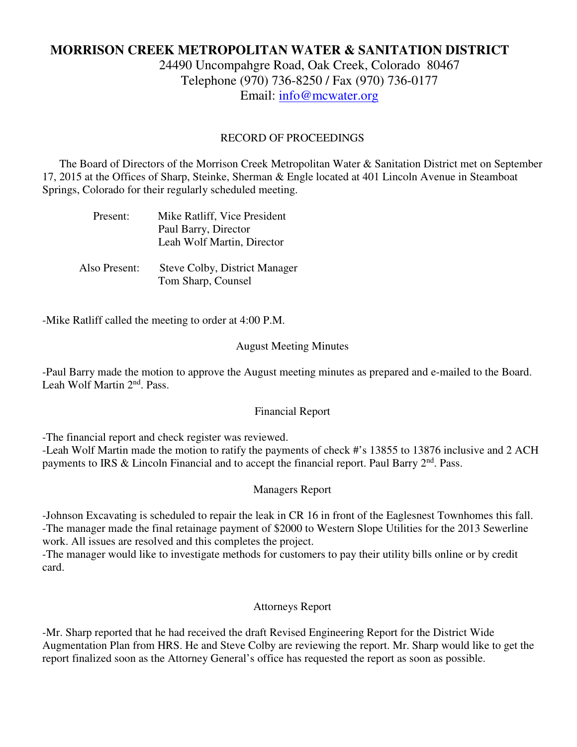# MORRISON CREEK METROPOLITAN WATER & SANITATION DISTRICT

24490 Uncompahgre Road, Oak Creek, Colorado 80467
Telephone (970) 736-8250 / Fax (970) 736-0177
Email: info@mcwater.org

## RECORD OF PROCEEDINGS

The Board of Directors of the Morrison Creek Metropolitan Water & Sanitation District met on September 17, 2015 at the Offices of Sharp, Steinke, Sherman & Engle located at 401 Lincoln Avenue in Steamboat Springs, Colorado for their regularly scheduled meeting.

Present: Mike Ratliff, Vice President
Paul Barry, Director
Leah Wolf Martin, Director

Also Present: Steve Colby, District Manager
Tom Sharp, Counsel

-Mike Ratliff called the meeting to order at 4:00 P.M.

### August Meeting Minutes

-Paul Barry made the motion to approve the August meeting minutes as prepared and e-mailed to the Board. Leah Wolf Martin 2nd. Pass.

### Financial Report

-The financial report and check register was reviewed.
-Leah Wolf Martin made the motion to ratify the payments of check #'s 13855 to 13876 inclusive and 2 ACH payments to IRS & Lincoln Financial and to accept the financial report. Paul Barry 2nd. Pass.

### Managers Report

-Johnson Excavating is scheduled to repair the leak in CR 16 in front of the Eaglesnest Townhomes this fall.
-The manager made the final retainage payment of $2000 to Western Slope Utilities for the 2013 Sewerline work. All issues are resolved and this completes the project.
-The manager would like to investigate methods for customers to pay their utility bills online or by credit card.

### Attorneys Report

-Mr. Sharp reported that he had received the draft Revised Engineering Report for the District Wide Augmentation Plan from HRS. He and Steve Colby are reviewing the report. Mr. Sharp would like to get the report finalized soon as the Attorney General's office has requested the report as soon as possible.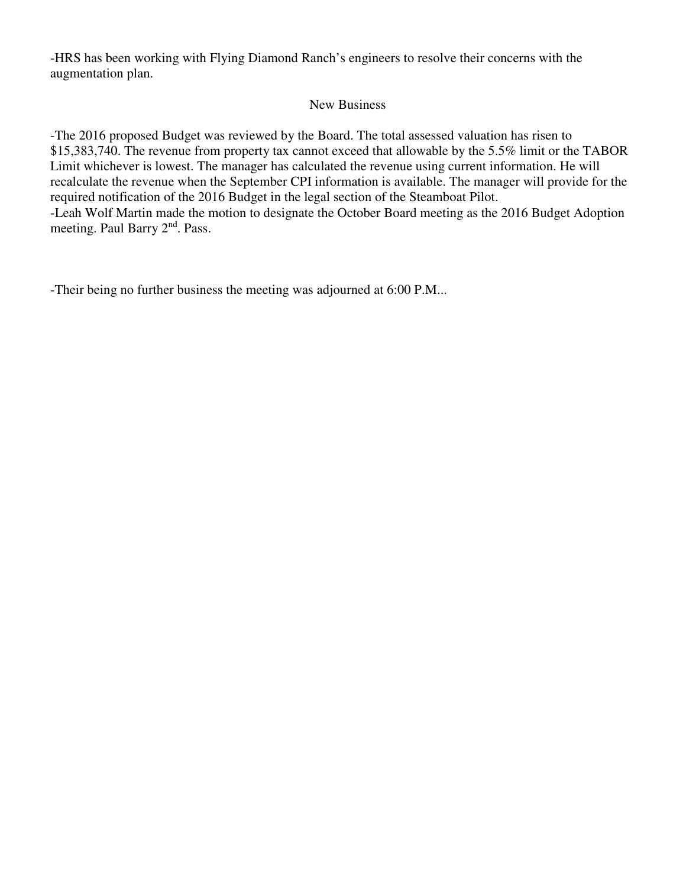-HRS has been working with Flying Diamond Ranch's engineers to resolve their concerns with the augmentation plan.

New Business

-The 2016 proposed Budget was reviewed by the Board. The total assessed valuation has risen to $15,383,740. The revenue from property tax cannot exceed that allowable by the 5.5% limit or the TABOR Limit whichever is lowest. The manager has calculated the revenue using current information. He will recalculate the revenue when the September CPI information is available. The manager will provide for the required notification of the 2016 Budget in the legal section of the Steamboat Pilot.
-Leah Wolf Martin made the motion to designate the October Board meeting as the 2016 Budget Adoption meeting. Paul Barry 2nd. Pass.

-Their being no further business the meeting was adjourned at 6:00 P.M...